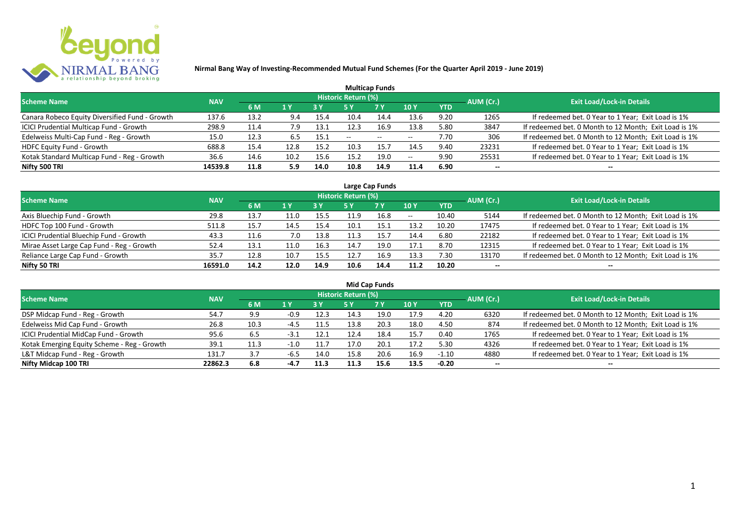**Nirmal Bang Way of Investing-Recommended Mutual Fund Schemes (For the Quarter April 2019 - June 2019)**

## Multicap Funds

| Scheme Name | NAV | Historic Return (%) | | | | | | | AUM (Cr.) | Exit Load/Lock-in Details |
|---|---|---|---|---|---|---|---|---|---|---|
| | | 6 M | 1 Y | 3 Y | 5 Y | 7 Y | 10 Y | YTD | | |
| Canara Robeco Equity Diversified Fund - Growth | 137.6 | 13.2 | 9.4 | 15.4 | 10.4 | 14.4 | 13.6 | 9.20 | 1265 | If redeemed bet. 0 Year to 1 Year; Exit Load is 1% |
| ICICI Prudential Multicap Fund - Growth | 298.9 | 11.4 | 7.9 | 13.1 | 12.3 | 16.9 | 13.8 | 5.80 | 3847 | If redeemed bet. 0 Month to 12 Month; Exit Load is 1% |
| Edelweiss Multi-Cap Fund - Reg - Growth | 15.0 | 12.3 | 6.5 | 15.1 | -- | -- | -- | 7.70 | 306 | If redeemed bet. 0 Month to 12 Month; Exit Load is 1% |
| HDFC Equity Fund - Growth | 688.8 | 15.4 | 12.8 | 15.2 | 10.3 | 15.7 | 14.5 | 9.40 | 23231 | If redeemed bet. 0 Year to 1 Year; Exit Load is 1% |
| Kotak Standard Multicap Fund - Reg - Growth | 36.6 | 14.6 | 10.2 | 15.6 | 15.2 | 19.0 | -- | 9.90 | 25531 | If redeemed bet. 0 Year to 1 Year; Exit Load is 1% |
| **Nifty 500 TRI** | **14539.8** | **11.8** | **5.9** | **14.0** | **10.8** | **14.9** | **11.4** | **6.90** | **--** | **--** |

## Large Cap Funds

| Scheme Name | NAV | Historic Return (%) | | | | | | | AUM (Cr.) | Exit Load/Lock-in Details |
|---|---|---|---|---|---|---|---|---|---|---|
| | | 6 M | 1 Y | 3 Y | 5 Y | 7 Y | 10 Y | YTD | | |
| Axis Bluechip Fund - Growth | 29.8 | 13.7 | 11.0 | 15.5 | 11.9 | 16.8 | -- | 10.40 | 5144 | If redeemed bet. 0 Month to 12 Month; Exit Load is 1% |
| HDFC Top 100 Fund - Growth | 511.8 | 15.7 | 14.5 | 15.4 | 10.1 | 15.1 | 13.2 | 10.20 | 17475 | If redeemed bet. 0 Year to 1 Year; Exit Load is 1% |
| ICICI Prudential Bluechip Fund - Growth | 43.3 | 11.6 | 7.0 | 13.8 | 11.3 | 15.7 | 14.4 | 6.80 | 22182 | If redeemed bet. 0 Year to 1 Year; Exit Load is 1% |
| Mirae Asset Large Cap Fund - Reg - Growth | 52.4 | 13.1 | 11.0 | 16.3 | 14.7 | 19.0 | 17.1 | 8.70 | 12315 | If redeemed bet. 0 Year to 1 Year; Exit Load is 1% |
| Reliance Large Cap Fund - Growth | 35.7 | 12.8 | 10.7 | 15.5 | 12.7 | 16.9 | 13.3 | 7.30 | 13170 | If redeemed bet. 0 Month to 12 Month; Exit Load is 1% |
| **Nifty 50 TRI** | **16591.0** | **14.2** | **12.0** | **14.9** | **10.6** | **14.4** | **11.2** | **10.20** | **--** | **--** |

## Mid Cap Funds

| Scheme Name | NAV | Historic Return (%) | | | | | | | AUM (Cr.) | Exit Load/Lock-in Details |
|---|---|---|---|---|---|---|---|---|---|---|
| | | 6 M | 1 Y | 3 Y | 5 Y | 7 Y | 10 Y | YTD | | |
| DSP Midcap Fund - Reg - Growth | 54.7 | 9.9 | -0.9 | 12.3 | 14.3 | 19.0 | 17.9 | 4.20 | 6320 | If redeemed bet. 0 Month to 12 Month; Exit Load is 1% |
| Edelweiss Mid Cap Fund - Growth | 26.8 | 10.3 | -4.5 | 11.5 | 13.8 | 20.3 | 18.0 | 4.50 | 874 | If redeemed bet. 0 Month to 12 Month; Exit Load is 1% |
| ICICI Prudential MidCap Fund - Growth | 95.6 | 6.5 | -3.1 | 12.1 | 12.4 | 18.4 | 15.7 | 0.40 | 1765 | If redeemed bet. 0 Year to 1 Year; Exit Load is 1% |
| Kotak Emerging Equity Scheme - Reg - Growth | 39.1 | 11.3 | -1.0 | 11.7 | 17.0 | 20.1 | 17.2 | 5.30 | 4326 | If redeemed bet. 0 Year to 1 Year; Exit Load is 1% |
| L&T Midcap Fund - Reg - Growth | 131.7 | 3.7 | -6.5 | 14.0 | 15.8 | 20.6 | 16.9 | -1.10 | 4880 | If redeemed bet. 0 Year to 1 Year; Exit Load is 1% |
| **Nifty Midcap 100 TRI** | **22862.3** | **6.8** | **-4.7** | **11.3** | **11.3** | **15.6** | **13.5** | **-0.20** | **--** | **--** |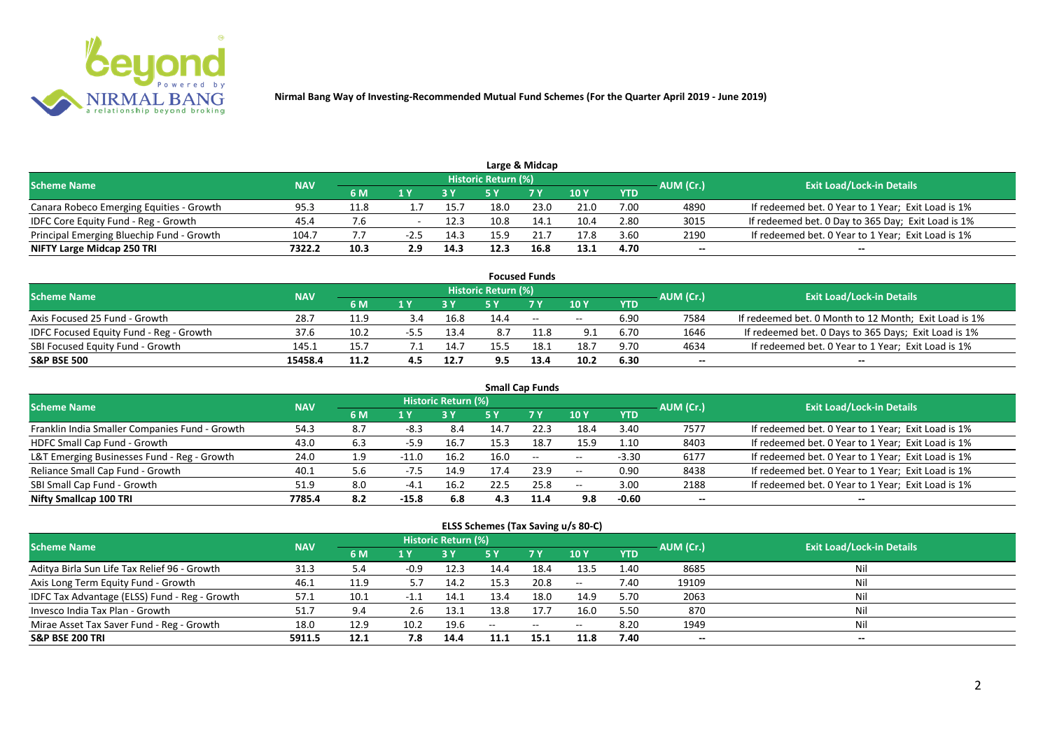**Nirmal Bang Way of Investing-Recommended Mutual Fund Schemes (For the Quarter April 2019 - June 2019)**

## Large & Midcap

| Scheme Name | NAV | Historic Return (%) | | | | | | | AUM (Cr.) | Exit Load/Lock-in Details |
|---|---|---|---|---|---|---|---|---|---|---|
| | | 6 M | 1 Y | 3 Y | 5 Y | 7 Y | 10 Y | YTD | | |
| Canara Robeco Emerging Equities - Growth | 95.3 | 11.8 | 1.7 | 15.7 | 18.0 | 23.0 | 21.0 | 7.00 | 4890 | If redeemed bet. 0 Year to 1 Year; Exit Load is 1% |
| IDFC Core Equity Fund - Reg - Growth | 45.4 | 7.6 | - | 12.3 | 10.8 | 14.1 | 10.4 | 2.80 | 3015 | If redeemed bet. 0 Day to 365 Day; Exit Load is 1% |
| Principal Emerging Bluechip Fund - Growth | 104.7 | 7.7 | -2.5 | 14.3 | 15.9 | 21.7 | 17.8 | 3.60 | 2190 | If redeemed bet. 0 Year to 1 Year; Exit Load is 1% |
| **NIFTY Large Midcap 250 TRI** | **7322.2** | **10.3** | **2.9** | **14.3** | **12.3** | **16.8** | **13.1** | **4.70** | **--** | **--** |

## Focused Funds

| Scheme Name | NAV | Historic Return (%) | | | | | | | AUM (Cr.) | Exit Load/Lock-in Details |
|---|---|---|---|---|---|---|---|---|---|---|
| | | 6 M | 1 Y | 3 Y | 5 Y | 7 Y | 10 Y | YTD | | |
| Axis Focused 25 Fund - Growth | 28.7 | 11.9 | 3.4 | 16.8 | 14.4 | -- | -- | 6.90 | 7584 | If redeemed bet. 0 Month to 12 Month; Exit Load is 1% |
| IDFC Focused Equity Fund - Reg - Growth | 37.6 | 10.2 | -5.5 | 13.4 | 8.7 | 11.8 | 9.1 | 6.70 | 1646 | If redeemed bet. 0 Days to 365 Days; Exit Load is 1% |
| SBI Focused Equity Fund - Growth | 145.1 | 15.7 | 7.1 | 14.7 | 15.5 | 18.1 | 18.7 | 9.70 | 4634 | If redeemed bet. 0 Year to 1 Year; Exit Load is 1% |
| **S&P BSE 500** | **15458.4** | **11.2** | **4.5** | **12.7** | **9.5** | **13.4** | **10.2** | **6.30** | **--** | **--** |

## Small Cap Funds

| Scheme Name | NAV | Historic Return (%) | | | | | | | AUM (Cr.) | Exit Load/Lock-in Details |
|---|---|---|---|---|---|---|---|---|---|---|
| | | 6 M | 1 Y | 3 Y | 5 Y | 7 Y | 10 Y | YTD | | |
| Franklin India Smaller Companies Fund - Growth | 54.3 | 8.7 | -8.3 | 8.4 | 14.7 | 22.3 | 18.4 | 3.40 | 7577 | If redeemed bet. 0 Year to 1 Year; Exit Load is 1% |
| HDFC Small Cap Fund - Growth | 43.0 | 6.3 | -5.9 | 16.7 | 15.3 | 18.7 | 15.9 | 1.10 | 8403 | If redeemed bet. 0 Year to 1 Year; Exit Load is 1% |
| L&T Emerging Businesses Fund - Reg - Growth | 24.0 | 1.9 | -11.0 | 16.2 | 16.0 | -- | -- | -3.30 | 6177 | If redeemed bet. 0 Year to 1 Year; Exit Load is 1% |
| Reliance Small Cap Fund - Growth | 40.1 | 5.6 | -7.5 | 14.9 | 17.4 | 23.9 | -- | 0.90 | 8438 | If redeemed bet. 0 Year to 1 Year; Exit Load is 1% |
| SBI Small Cap Fund - Growth | 51.9 | 8.0 | -4.1 | 16.2 | 22.5 | 25.8 | -- | 3.00 | 2188 | If redeemed bet. 0 Year to 1 Year; Exit Load is 1% |
| **Nifty Smallcap 100 TRI** | **7785.4** | **8.2** | **-15.8** | **6.8** | **4.3** | **11.4** | **9.8** | **-0.60** | **--** | **--** |

## ELSS Schemes (Tax Saving u/s 80-C)

| Scheme Name | NAV | Historic Return (%) | | | | | | | AUM (Cr.) | Exit Load/Lock-in Details |
|---|---|---|---|---|---|---|---|---|---|---|
| | | 6 M | 1 Y | 3 Y | 5 Y | 7 Y | 10 Y | YTD | | |
| Aditya Birla Sun Life Tax Relief 96 - Growth | 31.3 | 5.4 | -0.9 | 12.3 | 14.4 | 18.4 | 13.5 | 1.40 | 8685 | Nil |
| Axis Long Term Equity Fund - Growth | 46.1 | 11.9 | 5.7 | 14.2 | 15.3 | 20.8 | -- | 7.40 | 19109 | Nil |
| IDFC Tax Advantage (ELSS) Fund - Reg - Growth | 57.1 | 10.1 | -1.1 | 14.1 | 13.4 | 18.0 | 14.9 | 5.70 | 2063 | Nil |
| Invesco India Tax Plan - Growth | 51.7 | 9.4 | 2.6 | 13.1 | 13.8 | 17.7 | 16.0 | 5.50 | 870 | Nil |
| Mirae Asset Tax Saver Fund - Reg - Growth | 18.0 | 12.9 | 10.2 | 19.6 | -- | -- | -- | 8.20 | 1949 | Nil |
| **S&P BSE 200 TRI** | **5911.5** | **12.1** | **7.8** | **14.4** | **11.1** | **15.1** | **11.8** | **7.40** | **--** | **--** |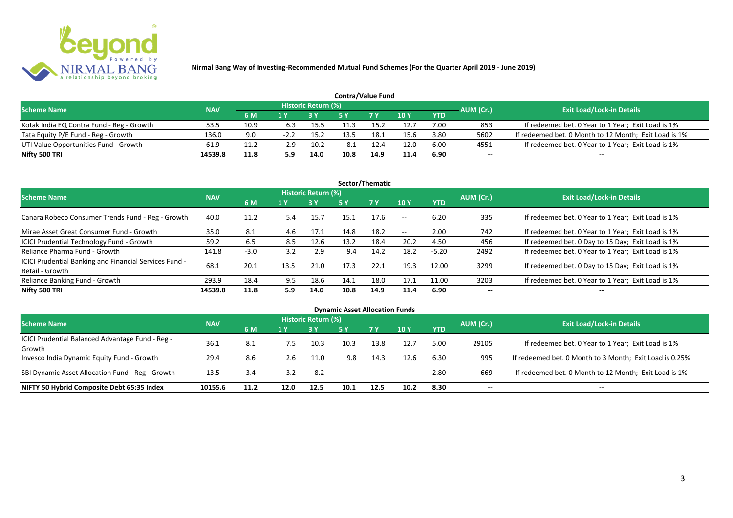# Nirmal Bang Way of Investing-Recommended Mutual Fund Schemes (For the Quarter April 2019 - June 2019)

## Contra/Value Fund

| Scheme Name | NAV | Historic Return (%) | | | | | | | AUM (Cr.) | Exit Load/Lock-in Details |
|---|---|---|---|---|---|---|---|---|---|---|
| | | 6 M | 1 Y | 3 Y | 5 Y | 7 Y | 10 Y | YTD | | |
| Kotak India EQ Contra Fund - Reg - Growth | 53.5 | 10.9 | 6.3 | 15.5 | 11.3 | 15.2 | 12.7 | 7.00 | 853 | If redeemed bet. 0 Year to 1 Year; Exit Load is 1% |
| Tata Equity P/E Fund - Reg - Growth | 136.0 | 9.0 | -2.2 | 15.2 | 13.5 | 18.1 | 15.6 | 3.80 | 5602 | If redeemed bet. 0 Month to 12 Month; Exit Load is 1% |
| UTI Value Opportunities Fund - Growth | 61.9 | 11.2 | 2.9 | 10.2 | 8.1 | 12.4 | 12.0 | 6.00 | 4551 | If redeemed bet. 0 Year to 1 Year; Exit Load is 1% |
| **Nifty 500 TRI** | **14539.8** | **11.8** | **5.9** | **14.0** | **10.8** | **14.9** | **11.4** | **6.90** | -- | -- |

## Sector/Thematic

| Scheme Name | NAV | Historic Return (%) | | | | | | | AUM (Cr.) | Exit Load/Lock-in Details |
|---|---|---|---|---|---|---|---|---|---|---|
| | | 6 M | 1 Y | 3 Y | 5 Y | 7 Y | 10 Y | YTD | | |
| Canara Robeco Consumer Trends Fund - Reg - Growth | 40.0 | 11.2 | 5.4 | 15.7 | 15.1 | 17.6 | -- | 6.20 | 335 | If redeemed bet. 0 Year to 1 Year; Exit Load is 1% |
| Mirae Asset Great Consumer Fund - Growth | 35.0 | 8.1 | 4.6 | 17.1 | 14.8 | 18.2 | -- | 2.00 | 742 | If redeemed bet. 0 Year to 1 Year; Exit Load is 1% |
| ICICI Prudential Technology Fund - Growth | 59.2 | 6.5 | 8.5 | 12.6 | 13.2 | 18.4 | 20.2 | 4.50 | 456 | If redeemed bet. 0 Day to 15 Day; Exit Load is 1% |
| Reliance Pharma Fund - Growth | 141.8 | -3.0 | 3.2 | 2.9 | 9.4 | 14.2 | 18.2 | -5.20 | 2492 | If redeemed bet. 0 Year to 1 Year; Exit Load is 1% |
| ICICI Prudential Banking and Financial Services Fund - Retail - Growth | 68.1 | 20.1 | 13.5 | 21.0 | 17.3 | 22.1 | 19.3 | 12.00 | 3299 | If redeemed bet. 0 Day to 15 Day; Exit Load is 1% |
| Reliance Banking Fund - Growth | 293.9 | 18.4 | 9.5 | 18.6 | 14.1 | 18.0 | 17.1 | 11.00 | 3203 | If redeemed bet. 0 Year to 1 Year; Exit Load is 1% |
| **Nifty 500 TRI** | **14539.8** | **11.8** | **5.9** | **14.0** | **10.8** | **14.9** | **11.4** | **6.90** | -- | -- |

## Dynamic Asset Allocation Funds

| Scheme Name | NAV | Historic Return (%) | | | | | | | AUM (Cr.) | Exit Load/Lock-in Details |
|---|---|---|---|---|---|---|---|---|---|---|
| | | 6 M | 1 Y | 3 Y | 5 Y | 7 Y | 10 Y | YTD | | |
| ICICI Prudential Balanced Advantage Fund - Reg - Growth | 36.1 | 8.1 | 7.5 | 10.3 | 10.3 | 13.8 | 12.7 | 5.00 | 29105 | If redeemed bet. 0 Year to 1 Year; Exit Load is 1% |
| Invesco India Dynamic Equity Fund - Growth | 29.4 | 8.6 | 2.6 | 11.0 | 9.8 | 14.3 | 12.6 | 6.30 | 995 | If redeemed bet. 0 Month to 3 Month; Exit Load is 0.25% |
| SBI Dynamic Asset Allocation Fund - Reg - Growth | 13.5 | 3.4 | 3.2 | 8.2 | -- | -- | -- | 2.80 | 669 | If redeemed bet. 0 Month to 12 Month; Exit Load is 1% |
| **NIFTY 50 Hybrid Composite Debt 65:35 Index** | **10155.6** | **11.2** | **12.0** | **12.5** | **10.1** | **12.5** | **10.2** | **8.30** | -- | -- |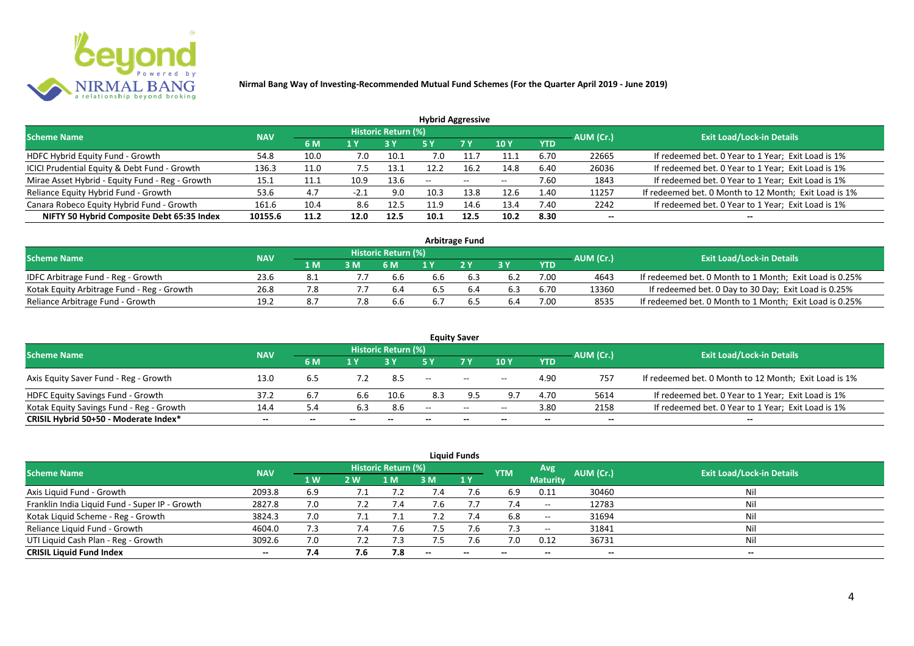# Nirmal Bang Way of Investing-Recommended Mutual Fund Schemes (For the Quarter April 2019 - June 2019)

## Hybrid Aggressive

| Scheme Name | NAV | Historic Return (%) | | | | | | | AUM (Cr.) | Exit Load/Lock-in Details |
|---|---|---|---|---|---|---|---|---|---|---|
| | | 6 M | 1 Y | 3 Y | 5 Y | 7 Y | 10 Y | YTD | | |
| HDFC Hybrid Equity Fund - Growth | 54.8 | 10.0 | 7.0 | 10.1 | 7.0 | 11.7 | 11.1 | 6.70 | 22665 | If redeemed bet. 0 Year to 1 Year; Exit Load is 1% |
| ICICI Prudential Equity & Debt Fund - Growth | 136.3 | 11.0 | 7.5 | 13.1 | 12.2 | 16.2 | 14.8 | 6.40 | 26036 | If redeemed bet. 0 Year to 1 Year; Exit Load is 1% |
| Mirae Asset Hybrid - Equity Fund - Reg - Growth | 15.1 | 11.1 | 10.9 | 13.6 | -- | -- | -- | 7.60 | 1843 | If redeemed bet. 0 Year to 1 Year; Exit Load is 1% |
| Reliance Equity Hybrid Fund - Growth | 53.6 | 4.7 | -2.1 | 9.0 | 10.3 | 13.8 | 12.6 | 1.40 | 11257 | If redeemed bet. 0 Month to 12 Month; Exit Load is 1% |
| Canara Robeco Equity Hybrid Fund - Growth | 161.6 | 10.4 | 8.6 | 12.5 | 11.9 | 14.6 | 13.4 | 7.40 | 2242 | If redeemed bet. 0 Year to 1 Year; Exit Load is 1% |
| **NIFTY 50 Hybrid Composite Debt 65:35 Index** | **10155.6** | **11.2** | **12.0** | **12.5** | **10.1** | **12.5** | **10.2** | **8.30** | **--** | **--** |

## Arbitrage Fund

| Scheme Name | NAV | Historic Return (%) | | | | | | | AUM (Cr.) | Exit Load/Lock-in Details |
|---|---|---|---|---|---|---|---|---|---|---|
| | | 1 M | 3 M | 6 M | 1 Y | 2 Y | 3 Y | YTD | | |
| IDFC Arbitrage Fund - Reg - Growth | 23.6 | 8.1 | 7.7 | 6.6 | 6.6 | 6.3 | 6.2 | 7.00 | 4643 | If redeemed bet. 0 Month to 1 Month; Exit Load is 0.25% |
| Kotak Equity Arbitrage Fund - Reg - Growth | 26.8 | 7.8 | 7.7 | 6.4 | 6.5 | 6.4 | 6.3 | 6.70 | 13360 | If redeemed bet. 0 Day to 30 Day; Exit Load is 0.25% |
| Reliance Arbitrage Fund - Growth | 19.2 | 8.7 | 7.8 | 6.6 | 6.7 | 6.5 | 6.4 | 7.00 | 8535 | If redeemed bet. 0 Month to 1 Month; Exit Load is 0.25% |

## Equity Saver

| Scheme Name | NAV | Historic Return (%) | | | | | | | AUM (Cr.) | Exit Load/Lock-in Details |
|---|---|---|---|---|---|---|---|---|---|---|
| | | 6 M | 1 Y | 3 Y | 5 Y | 7 Y | 10 Y | YTD | | |
| Axis Equity Saver Fund - Reg - Growth | 13.0 | 6.5 | 7.2 | 8.5 | -- | -- | -- | 4.90 | 757 | If redeemed bet. 0 Month to 12 Month; Exit Load is 1% |
| HDFC Equity Savings Fund - Growth | 37.2 | 6.7 | 6.6 | 10.6 | 8.3 | 9.5 | 9.7 | 4.70 | 5614 | If redeemed bet. 0 Year to 1 Year; Exit Load is 1% |
| Kotak Equity Savings Fund - Reg - Growth | 14.4 | 5.4 | 6.3 | 8.6 | -- | -- | -- | 3.80 | 2158 | If redeemed bet. 0 Year to 1 Year; Exit Load is 1% |
| **CRISIL Hybrid 50+50 - Moderate Index*** | **--** | **--** | **--** | **--** | **--** | **--** | **--** | **--** | **--** | **--** |

## Liquid Funds

| Scheme Name | NAV | Historic Return (%) | | | | | YTM | Avg Maturity | AUM (Cr.) | Exit Load/Lock-in Details |
|---|---|---|---|---|---|---|---|---|---|---|
| | | 1 W | 2 W | 1 M | 3 M | 1 Y | | | | |
| Axis Liquid Fund - Growth | 2093.8 | 6.9 | 7.1 | 7.2 | 7.4 | 7.6 | 6.9 | 0.11 | 30460 | Nil |
| Franklin India Liquid Fund - Super IP - Growth | 2827.8 | 7.0 | 7.2 | 7.4 | 7.6 | 7.7 | 7.4 | -- | 12783 | Nil |
| Kotak Liquid Scheme - Reg - Growth | 3824.3 | 7.0 | 7.1 | 7.1 | 7.2 | 7.4 | 6.8 | -- | 31694 | Nil |
| Reliance Liquid Fund - Growth | 4604.0 | 7.3 | 7.4 | 7.6 | 7.5 | 7.6 | 7.3 | -- | 31841 | Nil |
| UTI Liquid Cash Plan - Reg - Growth | 3092.6 | 7.0 | 7.2 | 7.3 | 7.5 | 7.6 | 7.0 | 0.12 | 36731 | Nil |
| **CRISIL Liquid Fund Index** | **--** | **7.4** | **7.6** | **7.8** | **--** | **--** | **--** | **--** | **--** | **--** |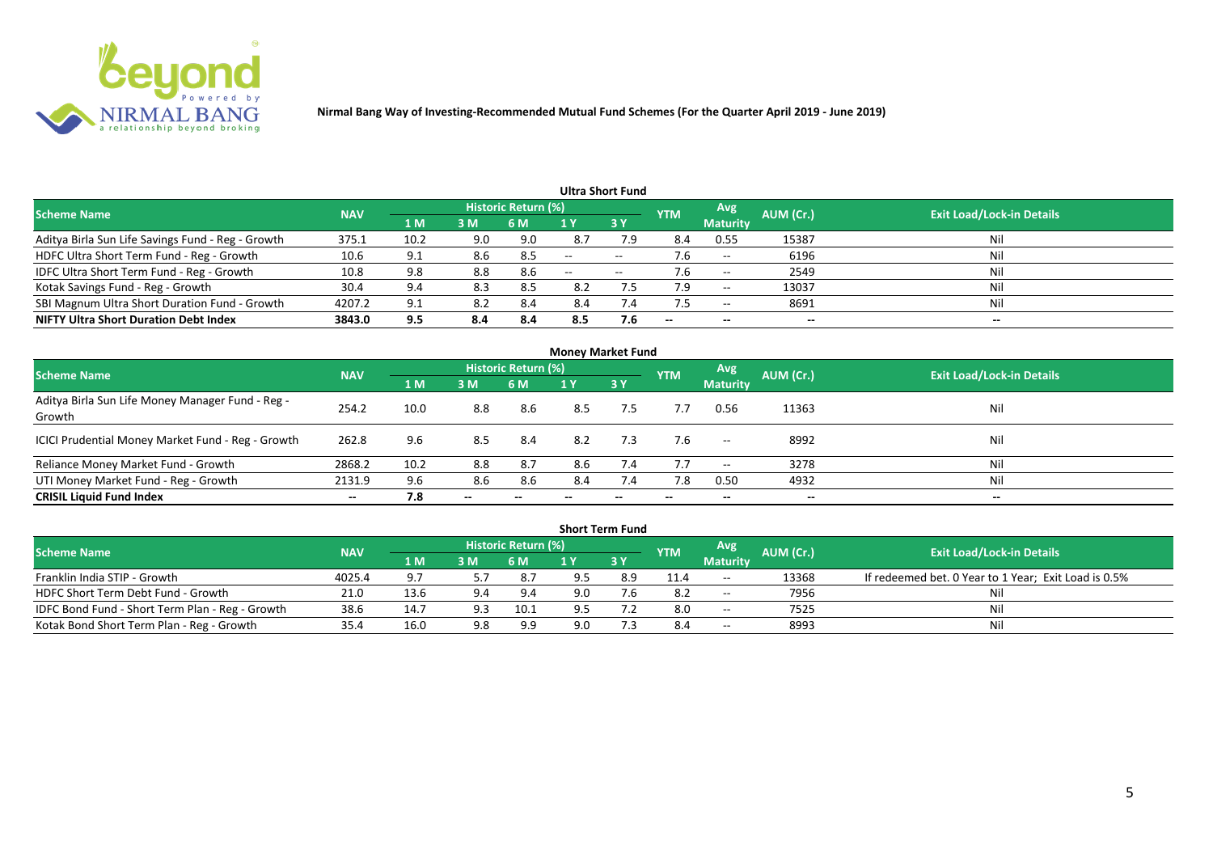**Nirmal Bang Way of Investing-Recommended Mutual Fund Schemes (For the Quarter April 2019 - June 2019)**

### Ultra Short Fund

| Scheme Name | NAV | Historic Return (%) | | | | | YTM | Avg Maturity | AUM (Cr.) | Exit Load/Lock-in Details |
|---|---|---|---|---|---|---|---|---|---|---|
| | | 1 M | 3 M | 6 M | 1 Y | 3 Y | | | | |
| Aditya Birla Sun Life Savings Fund - Reg - Growth | 375.1 | 10.2 | 9.0 | 9.0 | 8.7 | 7.9 | 8.4 | 0.55 | 15387 | Nil |
| HDFC Ultra Short Term Fund - Reg - Growth | 10.6 | 9.1 | 8.6 | 8.5 | -- | -- | 7.6 | -- | 6196 | Nil |
| IDFC Ultra Short Term Fund - Reg - Growth | 10.8 | 9.8 | 8.8 | 8.6 | -- | -- | 7.6 | -- | 2549 | Nil |
| Kotak Savings Fund - Reg - Growth | 30.4 | 9.4 | 8.3 | 8.5 | 8.2 | 7.5 | 7.9 | -- | 13037 | Nil |
| SBI Magnum Ultra Short Duration Fund - Growth | 4207.2 | 9.1 | 8.2 | 8.4 | 8.4 | 7.4 | 7.5 | -- | 8691 | Nil |
| **NIFTY Ultra Short Duration Debt Index** | **3843.0** | **9.5** | **8.4** | **8.4** | **8.5** | **7.6** | **--** | **--** | **--** | **--** |

### Money Market Fund

| Scheme Name | NAV | Historic Return (%) | | | | | YTM | Avg Maturity | AUM (Cr.) | Exit Load/Lock-in Details |
|---|---|---|---|---|---|---|---|---|---|---|
| | | 1 M | 3 M | 6 M | 1 Y | 3 Y | | | | |
| Aditya Birla Sun Life Money Manager Fund - Reg - Growth | 254.2 | 10.0 | 8.8 | 8.6 | 8.5 | 7.5 | 7.7 | 0.56 | 11363 | Nil |
| ICICI Prudential Money Market Fund - Reg - Growth | 262.8 | 9.6 | 8.5 | 8.4 | 8.2 | 7.3 | 7.6 | -- | 8992 | Nil |
| Reliance Money Market Fund - Growth | 2868.2 | 10.2 | 8.8 | 8.7 | 8.6 | 7.4 | 7.7 | -- | 3278 | Nil |
| UTI Money Market Fund - Reg - Growth | 2131.9 | 9.6 | 8.6 | 8.6 | 8.4 | 7.4 | 7.8 | 0.50 | 4932 | Nil |
| **CRISIL Liquid Fund Index** | **--** | **7.8** | **--** | **--** | **--** | **--** | **--** | **--** | **--** | **--** |

### Short Term Fund

| Scheme Name | NAV | Historic Return (%) | | | | | YTM | Avg Maturity | AUM (Cr.) | Exit Load/Lock-in Details |
|---|---|---|---|---|---|---|---|---|---|---|
| | | 1 M | 3 M | 6 M | 1 Y | 3 Y | | | | |
| Franklin India STIP - Growth | 4025.4 | 9.7 | 5.7 | 8.7 | 9.5 | 8.9 | 11.4 | -- | 13368 | If redeemed bet. 0 Year to 1 Year; Exit Load is 0.5% |
| HDFC Short Term Debt Fund - Growth | 21.0 | 13.6 | 9.4 | 9.4 | 9.0 | 7.6 | 8.2 | -- | 7956 | Nil |
| IDFC Bond Fund - Short Term Plan - Reg - Growth | 38.6 | 14.7 | 9.3 | 10.1 | 9.5 | 7.2 | 8.0 | -- | 7525 | Nil |
| Kotak Bond Short Term Plan - Reg - Growth | 35.4 | 16.0 | 9.8 | 9.9 | 9.0 | 7.3 | 8.4 | -- | 8993 | Nil |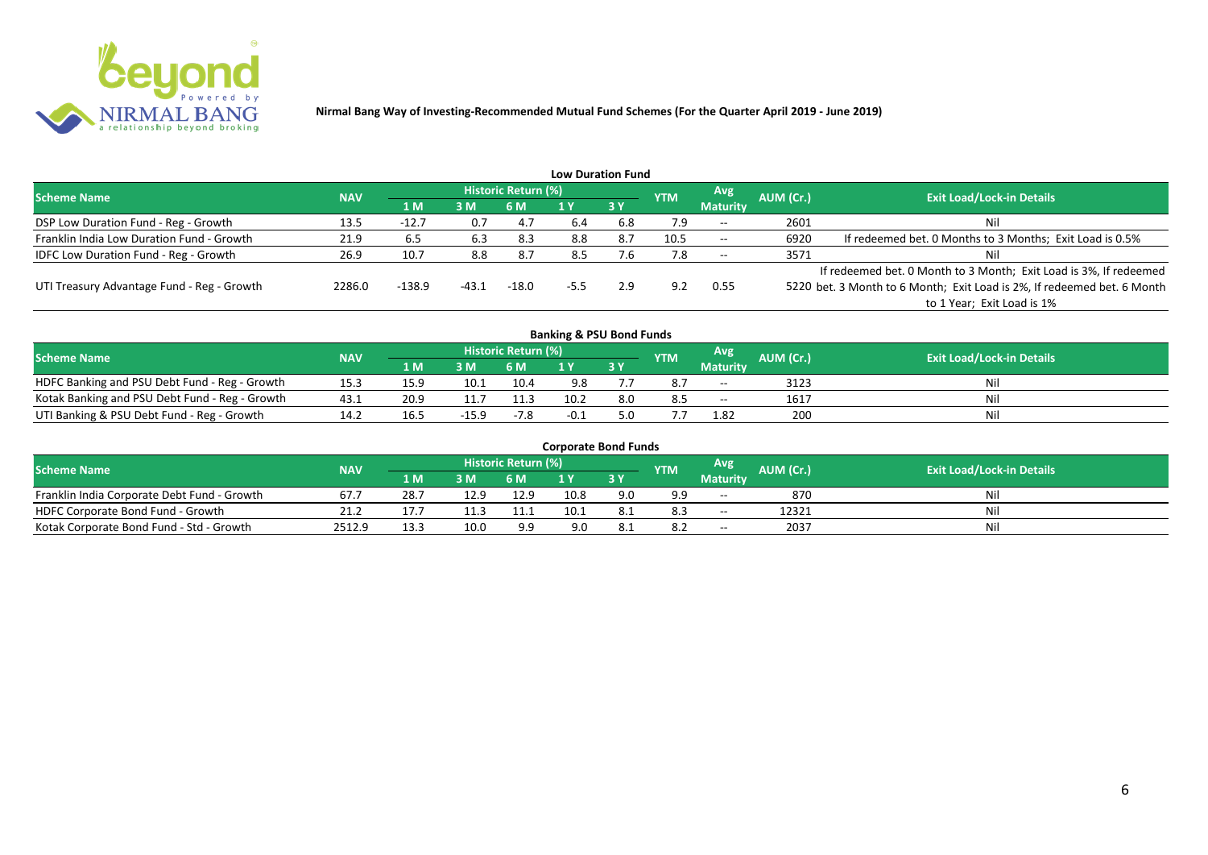**Nirmal Bang Way of Investing-Recommended Mutual Fund Schemes (For the Quarter April 2019 - June 2019)**

### Low Duration Fund

| Scheme Name | NAV | Historic Return (%) | | | | | YTM | Avg Maturity | AUM (Cr.) | Exit Load/Lock-in Details |
|---|---|---|---|---|---|---|---|---|---|---|
| | | 1 M | 3 M | 6 M | 1 Y | 3 Y | | | | |
| DSP Low Duration Fund - Reg - Growth | 13.5 | -12.7 | 0.7 | 4.7 | 6.4 | 6.8 | 7.9 | -- | 2601 | Nil |
| Franklin India Low Duration Fund - Growth | 21.9 | 6.5 | 6.3 | 8.3 | 8.8 | 8.7 | 10.5 | -- | 6920 | If redeemed bet. 0 Months to 3 Months; Exit Load is 0.5% |
| IDFC Low Duration Fund - Reg - Growth | 26.9 | 10.7 | 8.8 | 8.7 | 8.5 | 7.6 | 7.8 | -- | 3571 | Nil |
| UTI Treasury Advantage Fund - Reg - Growth | 2286.0 | -138.9 | -43.1 | -18.0 | -5.5 | 2.9 | 9.2 | 0.55 | 5220 | If redeemed bet. 0 Month to 3 Month; Exit Load is 3%, If redeemed bet. 3 Month to 6 Month; Exit Load is 2%, If redeemed bet. 6 Month to 1 Year; Exit Load is 1% |

### Banking & PSU Bond Funds

| Scheme Name | NAV | Historic Return (%) | | | | | YTM | Avg Maturity | AUM (Cr.) | Exit Load/Lock-in Details |
|---|---|---|---|---|---|---|---|---|---|---|
| | | 1 M | 3 M | 6 M | 1 Y | 3 Y | | | | |
| HDFC Banking and PSU Debt Fund - Reg - Growth | 15.3 | 15.9 | 10.1 | 10.4 | 9.8 | 7.7 | 8.7 | -- | 3123 | Nil |
| Kotak Banking and PSU Debt Fund - Reg - Growth | 43.1 | 20.9 | 11.7 | 11.3 | 10.2 | 8.0 | 8.5 | -- | 1617 | Nil |
| UTI Banking & PSU Debt Fund - Reg - Growth | 14.2 | 16.5 | -15.9 | -7.8 | -0.1 | 5.0 | 7.7 | 1.82 | 200 | Nil |

### Corporate Bond Funds

| Scheme Name | NAV | Historic Return (%) | | | | | YTM | Avg Maturity | AUM (Cr.) | Exit Load/Lock-in Details |
|---|---|---|---|---|---|---|---|---|---|---|
| | | 1 M | 3 M | 6 M | 1 Y | 3 Y | | | | |
| Franklin India Corporate Debt Fund - Growth | 67.7 | 28.7 | 12.9 | 12.9 | 10.8 | 9.0 | 9.9 | -- | 870 | Nil |
| HDFC Corporate Bond Fund - Growth | 21.2 | 17.7 | 11.3 | 11.1 | 10.1 | 8.1 | 8.3 | -- | 12321 | Nil |
| Kotak Corporate Bond Fund - Std - Growth | 2512.9 | 13.3 | 10.0 | 9.9 | 9.0 | 8.1 | 8.2 | -- | 2037 | Nil |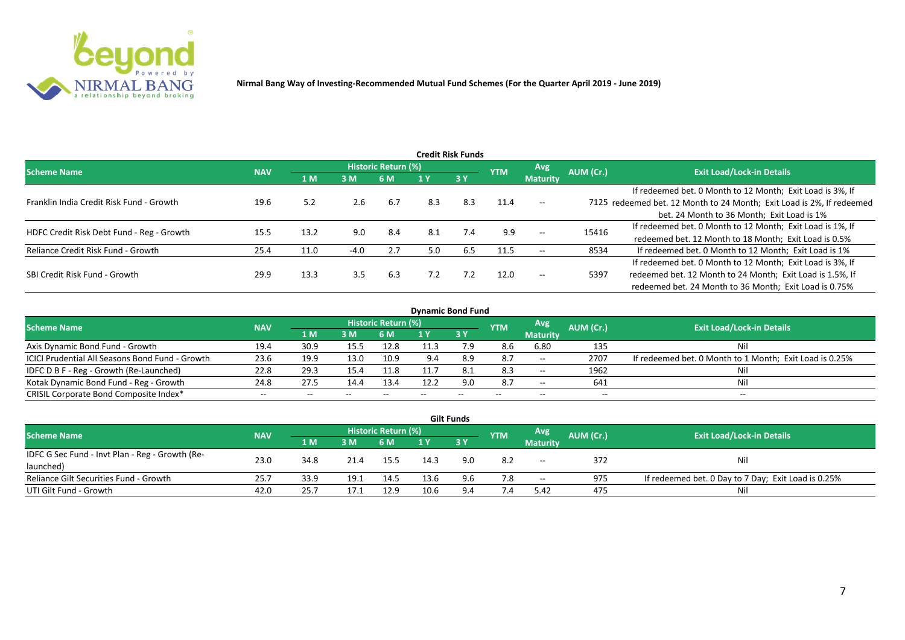**Nirmal Bang Way of Investing-Recommended Mutual Fund Schemes (For the Quarter April 2019 - June 2019)**

**Credit Risk Funds**

| Scheme Name | NAV | Historic Return (%) | | | | | YTM | Avg Maturity | AUM (Cr.) | Exit Load/Lock-in Details |
|---|---|---|---|---|---|---|---|---|---|---|
| | | 1 M | 3 M | 6 M | 1 Y | 3 Y | | | | |
| Franklin India Credit Risk Fund - Growth | 19.6 | 5.2 | 2.6 | 6.7 | 8.3 | 8.3 | 11.4 | -- | 7125 | If redeemed bet. 0 Month to 12 Month; Exit Load is 3%, If redeemed bet. 12 Month to 24 Month; Exit Load is 2%, If redeemed bet. 24 Month to 36 Month; Exit Load is 1% |
| HDFC Credit Risk Debt Fund - Reg - Growth | 15.5 | 13.2 | 9.0 | 8.4 | 8.1 | 7.4 | 9.9 | -- | 15416 | If redeemed bet. 0 Month to 12 Month; Exit Load is 1%, If redeemed bet. 12 Month to 18 Month; Exit Load is 0.5% |
| Reliance Credit Risk Fund - Growth | 25.4 | 11.0 | -4.0 | 2.7 | 5.0 | 6.5 | 11.5 | -- | 8534 | If redeemed bet. 0 Month to 12 Month; Exit Load is 1% |
| SBI Credit Risk Fund - Growth | 29.9 | 13.3 | 3.5 | 6.3 | 7.2 | 7.2 | 12.0 | -- | 5397 | If redeemed bet. 0 Month to 12 Month; Exit Load is 3%, If redeemed bet. 12 Month to 24 Month; Exit Load is 1.5%, If redeemed bet. 24 Month to 36 Month; Exit Load is 0.75% |

**Dynamic Bond Fund**

| Scheme Name | NAV | Historic Return (%) | | | | | YTM | Avg Maturity | AUM (Cr.) | Exit Load/Lock-in Details |
|---|---|---|---|---|---|---|---|---|---|---|
| | | 1 M | 3 M | 6 M | 1 Y | 3 Y | | | | |
| Axis Dynamic Bond Fund - Growth | 19.4 | 30.9 | 15.5 | 12.8 | 11.3 | 7.9 | 8.6 | 6.80 | 135 | Nil |
| ICICI Prudential All Seasons Bond Fund - Growth | 23.6 | 19.9 | 13.0 | 10.9 | 9.4 | 8.9 | 8.7 | -- | 2707 | If redeemed bet. 0 Month to 1 Month; Exit Load is 0.25% |
| IDFC D B F - Reg - Growth (Re-Launched) | 22.8 | 29.3 | 15.4 | 11.8 | 11.7 | 8.1 | 8.3 | -- | 1962 | Nil |
| Kotak Dynamic Bond Fund - Reg - Growth | 24.8 | 27.5 | 14.4 | 13.4 | 12.2 | 9.0 | 8.7 | -- | 641 | Nil |
| CRISIL Corporate Bond Composite Index* | -- | -- | -- | -- | -- | -- | -- | -- | -- | -- |

**Gilt Funds**

| Scheme Name | NAV | Historic Return (%) | | | | | YTM | Avg Maturity | AUM (Cr.) | Exit Load/Lock-in Details |
|---|---|---|---|---|---|---|---|---|---|---|
| | | 1 M | 3 M | 6 M | 1 Y | 3 Y | | | | |
| IDFC G Sec Fund - Invt Plan - Reg - Growth (Re-launched) | 23.0 | 34.8 | 21.4 | 15.5 | 14.3 | 9.0 | 8.2 | -- | 372 | Nil |
| Reliance Gilt Securities Fund - Growth | 25.7 | 33.9 | 19.1 | 14.5 | 13.6 | 9.6 | 7.8 | -- | 975 | If redeemed bet. 0 Day to 7 Day; Exit Load is 0.25% |
| UTI Gilt Fund - Growth | 42.0 | 25.7 | 17.1 | 12.9 | 10.6 | 9.4 | 7.4 | 5.42 | 475 | Nil |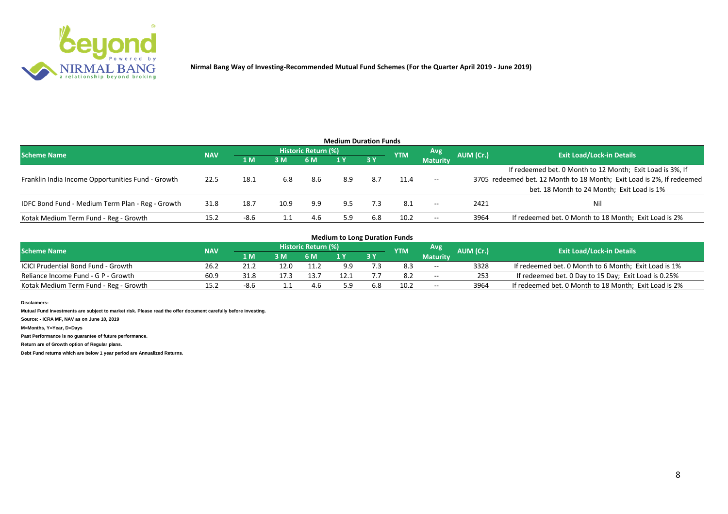Nirmal Bang Way of Investing-Recommended Mutual Fund Schemes (For the Quarter April 2019 - June 2019)

**Medium Duration Funds**

| Scheme Name | NAV | Historic Return (%) | | | | | YTM | Avg Maturity | AUM (Cr.) | Exit Load/Lock-in Details |
|---|---|---|---|---|---|---|---|---|---|---|
| | | 1 M | 3 M | 6 M | 1 Y | 3 Y | | | | |
| Franklin India Income Opportunities Fund - Growth | 22.5 | 18.1 | 6.8 | 8.6 | 8.9 | 8.7 | 11.4 | -- | 3705 | If redeemed bet. 0 Month to 12 Month; Exit Load is 3%, If redeemed bet. 12 Month to 18 Month; Exit Load is 2%, If redeemed bet. 18 Month to 24 Month; Exit Load is 1% |
| IDFC Bond Fund - Medium Term Plan - Reg - Growth | 31.8 | 18.7 | 10.9 | 9.9 | 9.5 | 7.3 | 8.1 | -- | 2421 | Nil |
| Kotak Medium Term Fund - Reg - Growth | 15.2 | -8.6 | 1.1 | 4.6 | 5.9 | 6.8 | 10.2 | -- | 3964 | If redeemed bet. 0 Month to 18 Month; Exit Load is 2% |

**Medium to Long Duration Funds**

| Scheme Name | NAV | Historic Return (%) | | | | | YTM | Avg Maturity | AUM (Cr.) | Exit Load/Lock-in Details |
|---|---|---|---|---|---|---|---|---|---|---|
| | | 1 M | 3 M | 6 M | 1 Y | 3 Y | | | | |
| ICICI Prudential Bond Fund - Growth | 26.2 | 21.2 | 12.0 | 11.2 | 9.9 | 7.3 | 8.3 | -- | 3328 | If redeemed bet. 0 Month to 6 Month; Exit Load is 1% |
| Reliance Income Fund - G P - Growth | 60.9 | 31.8 | 17.3 | 13.7 | 12.1 | 7.7 | 8.2 | -- | 253 | If redeemed bet. 0 Day to 15 Day; Exit Load is 0.25% |
| Kotak Medium Term Fund - Reg - Growth | 15.2 | -8.6 | 1.1 | 4.6 | 5.9 | 6.8 | 10.2 | -- | 3964 | If redeemed bet. 0 Month to 18 Month; Exit Load is 2% |

**Disclaimers:**

**Mutual Fund Investments are subject to market risk. Please read the offer document carefully before investing.**

**Source: - ICRA MF, NAV as on June 10, 2019**

**M=Months, Y=Year, D=Days**

**Past Performance is no guarantee of future performance.**

**Return are of Growth option of Regular plans.**

**Debt Fund returns which are below 1 year period are Annualized Returns.**